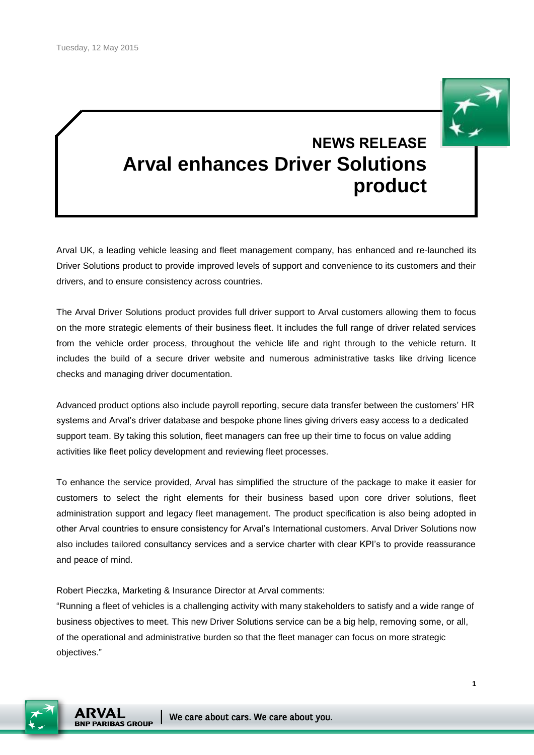Tuesday, 12 May 2015

## NEWS RELEASE

# Arval enhances Driver Solutions product

Arval UK, a leading vehicle leasing and fleet management company, has enhanced and re-launched its Driver Solutions product to provide improved levels of support and convenience to its customers and their drivers, and to ensure consistency across countries.

The Arval Driver Solutions product provides full driver support to Arval customers allowing them to focus on the more strategic elements of their business fleet. It includes the full range of driver related services from the vehicle order process, throughout the vehicle life and right through to the vehicle return. It includes the build of a secure driver website and numerous administrative tasks like driving licence checks and managing driver documentation.

Advanced product options also include payroll reporting, secure data transfer between the customers' HR systems and Arval's driver database and bespoke phone lines giving drivers easy access to a dedicated support team. By taking this solution, fleet managers can free up their time to focus on value adding activities like fleet policy development and reviewing fleet processes.

To enhance the service provided, Arval has simplified the structure of the package to make it easier for customers to select the right elements for their business based upon core driver solutions, fleet administration support and legacy fleet management. The product specification is also being adopted in other Arval countries to ensure consistency for Arval's International customers. Arval Driver Solutions now also includes tailored consultancy services and a service charter with clear KPI's to provide reassurance and peace of mind.

Robert Pieczka, Marketing & Insurance Director at Arval comments:

"Running a fleet of vehicles is a challenging activity with many stakeholders to satisfy and a wide range of business objectives to meet. This new Driver Solutions service can be a big help, removing some, or all, of the operational and administrative burden so that the fleet manager can focus on more strategic objectives."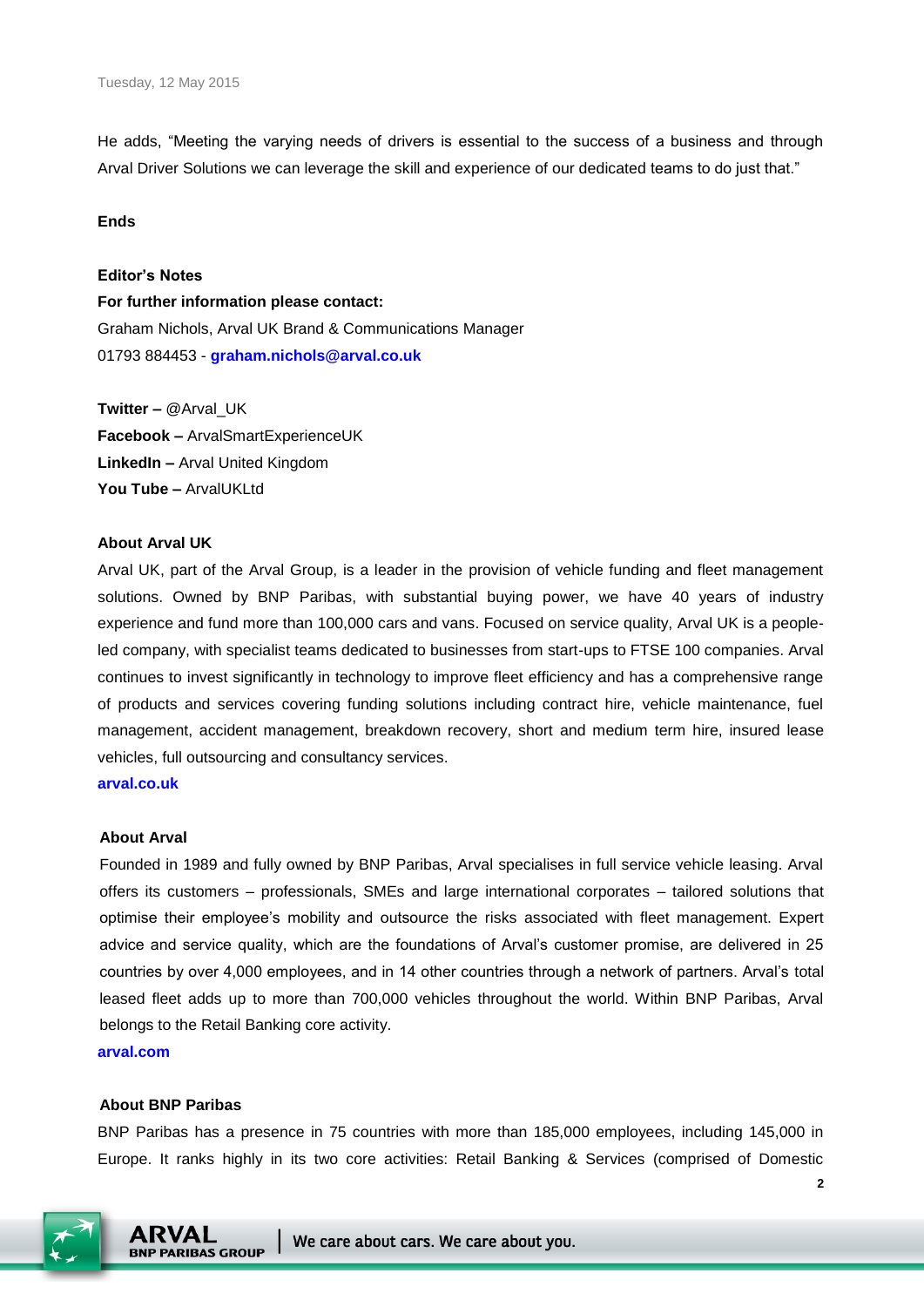He adds, "Meeting the varying needs of drivers is essential to the success of a business and through Arval Driver Solutions we can leverage the skill and experience of our dedicated teams to do just that."

**Ends**

**Editor's Notes**

**For further information please contact:**

Graham Nichols, Arval UK Brand & Communications Manager
01793 884453 - **graham.nichols@arval.co.uk**

**Twitter –** @Arval_UK
**Facebook –** ArvalSmartExperienceUK
**LinkedIn –** Arval United Kingdom
**You Tube –** ArvalUKLtd

**About Arval UK**

Arval UK, part of the Arval Group, is a leader in the provision of vehicle funding and fleet management solutions. Owned by BNP Paribas, with substantial buying power, we have 40 years of industry experience and fund more than 100,000 cars and vans. Focused on service quality, Arval UK is a people-led company, with specialist teams dedicated to businesses from start-ups to FTSE 100 companies. Arval continues to invest significantly in technology to improve fleet efficiency and has a comprehensive range of products and services covering funding solutions including contract hire, vehicle maintenance, fuel management, accident management, breakdown recovery, short and medium term hire, insured lease vehicles, full outsourcing and consultancy services.

**arval.co.uk**

**About Arval**

Founded in 1989 and fully owned by BNP Paribas, Arval specialises in full service vehicle leasing. Arval offers its customers – professionals, SMEs and large international corporates – tailored solutions that optimise their employee's mobility and outsource the risks associated with fleet management. Expert advice and service quality, which are the foundations of Arval's customer promise, are delivered in 25 countries by over 4,000 employees, and in 14 other countries through a network of partners. Arval's total leased fleet adds up to more than 700,000 vehicles throughout the world. Within BNP Paribas, Arval belongs to the Retail Banking core activity.

**arval.com**

**About BNP Paribas**

BNP Paribas has a presence in 75 countries with more than 185,000 employees, including 145,000 in Europe. It ranks highly in its two core activities: Retail Banking & Services (comprised of Domestic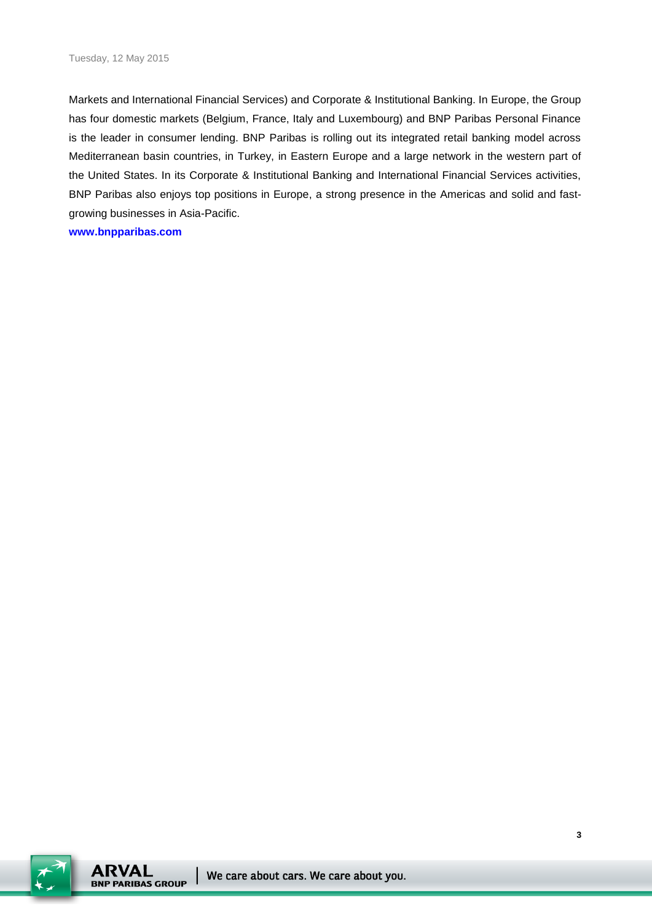Markets and International Financial Services) and Corporate & Institutional Banking. In Europe, the Group has four domestic markets (Belgium, France, Italy and Luxembourg) and BNP Paribas Personal Finance is the leader in consumer lending. BNP Paribas is rolling out its integrated retail banking model across Mediterranean basin countries, in Turkey, in Eastern Europe and a large network in the western part of the United States. In its Corporate & Institutional Banking and International Financial Services activities, BNP Paribas also enjoys top positions in Europe, a strong presence in the Americas and solid and fast-growing businesses in Asia-Pacific.

**www.bnpparibas.com**